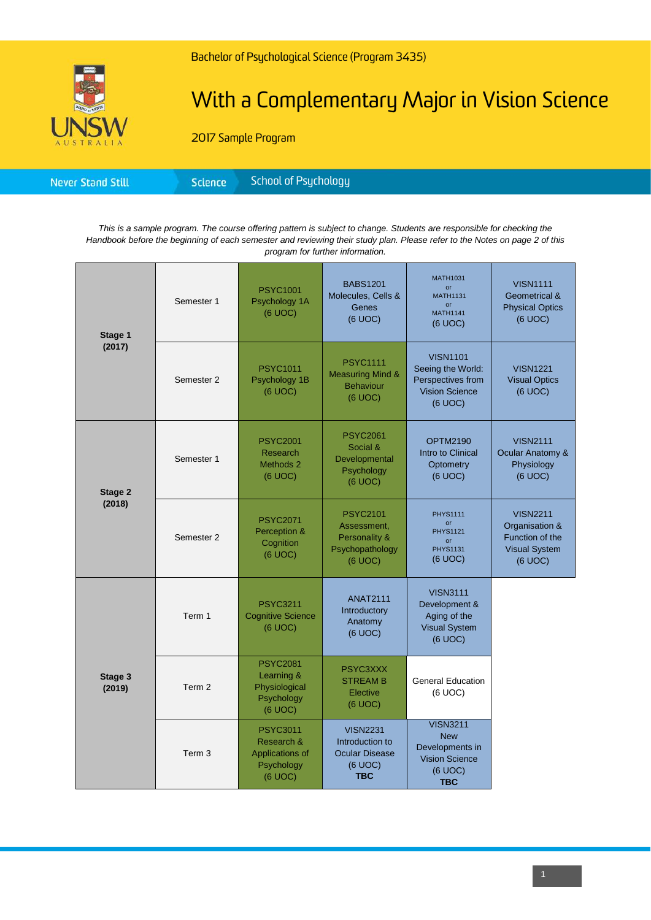Bachelor of Psychological Science (Program 3435)

# With a Complementary Major in Vision Science

2017 Sample Program

Never Stand Still | Science | School of Psychology

*This is a sample program. The course offering pattern is subject to change. Students are responsible for checking the Handbook before the beginning of each semester and reviewing their study plan. Please refer to the Notes on page 2 of this program for further information.*

| Stage | Period | | | | |
|---|---|---|---|---|---|
| **Stage 1 (2017)** | Semester 1 | PSYC1001 Psychology 1A (6 UOC) | BABS1201 Molecules, Cells & Genes (6 UOC) | MATH1031 or MATH1131 or MATH1141 (6 UOC) | VISN1111 Geometrical & Physical Optics (6 UOC) |
| | Semester 2 | PSYC1011 Psychology 1B (6 UOC) | PSYC1111 Measuring Mind & Behaviour (6 UOC) | VISN1101 Seeing the World: Perspectives from Vision Science (6 UOC) | VISN1221 Visual Optics (6 UOC) |
| **Stage 2 (2018)** | Semester 1 | PSYC2001 Research Methods 2 (6 UOC) | PSYC2061 Social & Developmental Psychology (6 UOC) | OPTM2190 Intro to Clinical Optometry (6 UOC) | VISN2111 Ocular Anatomy & Physiology (6 UOC) |
| | Semester 2 | PSYC2071 Perception & Cognition (6 UOC) | PSYC2101 Assessment, Personality & Psychopathology (6 UOC) | PHYS1111 or PHYS1121 or PHYS1131 (6 UOC) | VISN2211 Organisation & Function of the Visual System (6 UOC) |
| **Stage 3 (2019)** | Term 1 | PSYC3211 Cognitive Science (6 UOC) | ANAT2111 Introductory Anatomy (6 UOC) | VISN3111 Development & Aging of the Visual System (6 UOC) | |
| | Term 2 | PSYC2081 Learning & Physiological Psychology (6 UOC) | PSYC3XXX STREAM B Elective (6 UOC) | General Education (6 UOC) | |
| | Term 3 | PSYC3011 Research & Applications of Psychology (6 UOC) | VISN2231 Introduction to Ocular Disease (6 UOC) **TBC** | VISN3211 New Developments in Vision Science (6 UOC) **TBC** | |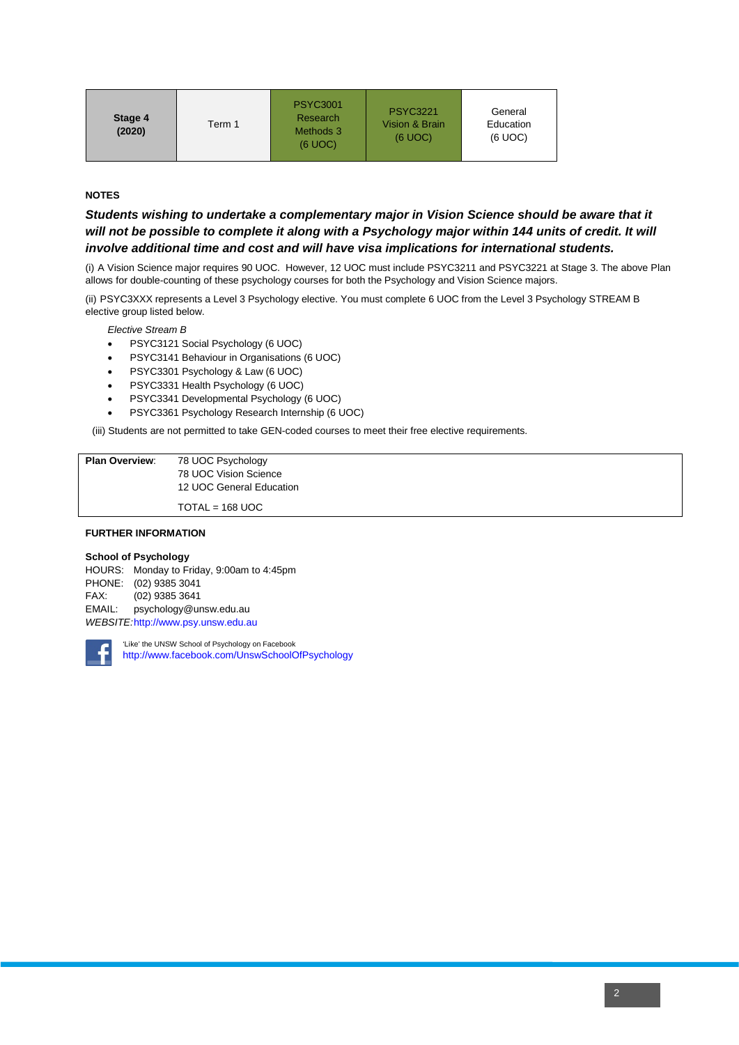| | | | | |
|---|---|---|---|---|
| **Stage 4 (2020)** | Term 1 | PSYC3001 Research Methods 3 (6 UOC) | PSYC3221 Vision & Brain (6 UOC) | General Education (6 UOC) |

**NOTES**

***Students wishing to undertake a complementary major in Vision Science should be aware that it will not be possible to complete it along with a Psychology major within 144 units of credit. It will involve additional time and cost and will have visa implications for international students.***

(i) A Vision Science major requires 90 UOC. However, 12 UOC must include PSYC3211 and PSYC3221 at Stage 3. The above Plan allows for double-counting of these psychology courses for both the Psychology and Vision Science majors.

(ii) PSYC3XXX represents a Level 3 Psychology elective. You must complete 6 UOC from the Level 3 Psychology STREAM B elective group listed below.

*Elective Stream B*

- PSYC3121 Social Psychology (6 UOC)
- PSYC3141 Behaviour in Organisations (6 UOC)
- PSYC3301 Psychology & Law (6 UOC)
- PSYC3331 Health Psychology (6 UOC)
- PSYC3341 Developmental Psychology (6 UOC)
- PSYC3361 Psychology Research Internship (6 UOC)

(iii) Students are not permitted to take GEN-coded courses to meet their free elective requirements.

| | |
|---|---|
| **Plan Overview**: | 78 UOC Psychology<br>78 UOC Vision Science<br>12 UOC General Education<br><br>TOTAL = 168 UOC |

**FURTHER INFORMATION**

**School of Psychology**
HOURS: Monday to Friday, 9:00am to 4:45pm
PHONE: (02) 9385 3041
FAX: (02) 9385 3641
EMAIL: psychology@unsw.edu.au
*WEBSITE:* http://www.psy.unsw.edu.au

'Like' the UNSW School of Psychology on Facebook
http://www.facebook.com/UnswSchoolOfPsychology